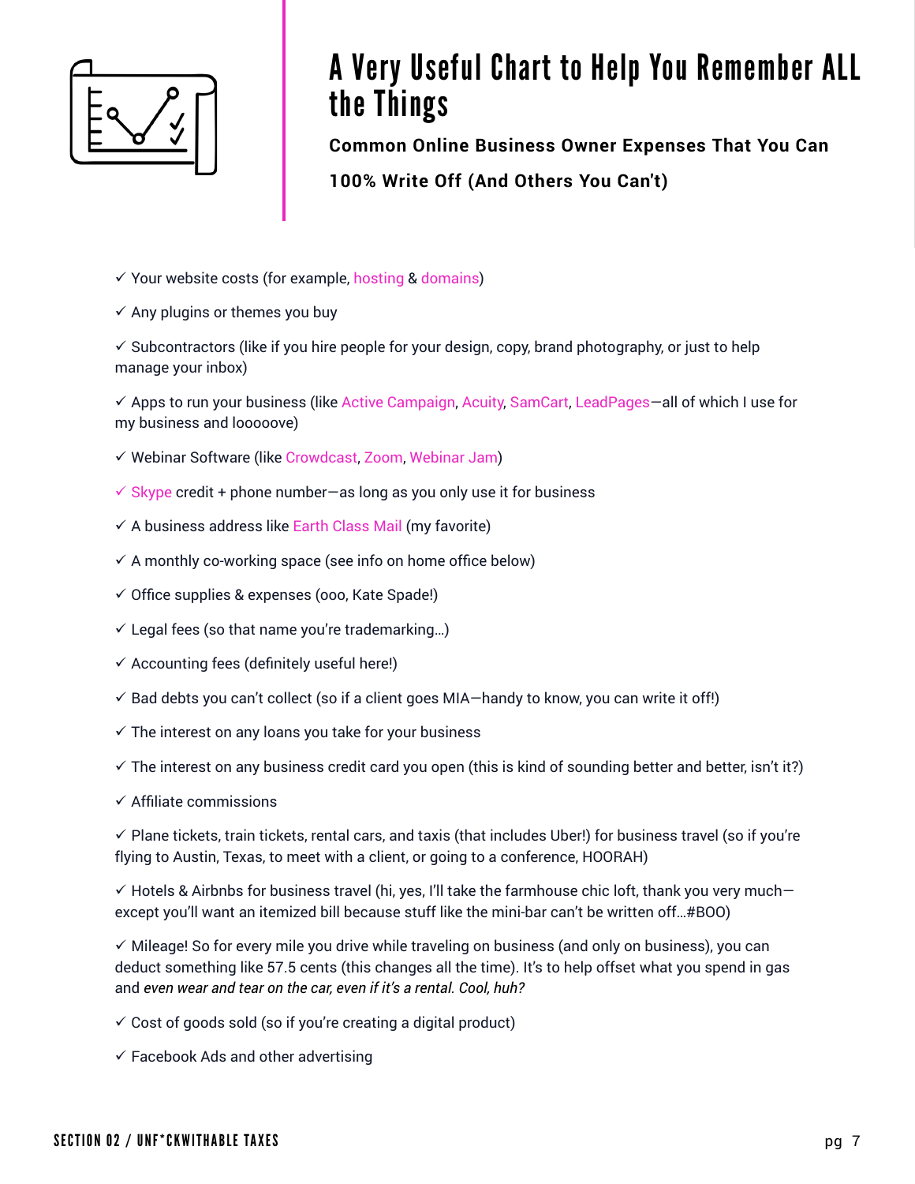# A Very Useful Chart to Help You Remember ALL the Things

**Common Online Business Owner Expenses That You Can 100% Write Off (And Others You Can't)**

✓ Your website costs (for example, hosting & domains)

✓ Any plugins or themes you buy

✓ Subcontractors (like if you hire people for your design, copy, brand photography, or just to help manage your inbox)

✓ Apps to run your business (like Active Campaign, Acuity, SamCart, LeadPages—all of which I use for my business and looooove)

✓ Webinar Software (like Crowdcast, Zoom, Webinar Jam)

✓ Skype credit + phone number—as long as you only use it for business

✓ A business address like Earth Class Mail (my favorite)

✓ A monthly co-working space (see info on home office below)

✓ Office supplies & expenses (ooo, Kate Spade!)

✓ Legal fees (so that name you're trademarking…)

✓ Accounting fees (definitely useful here!)

✓ Bad debts you can't collect (so if a client goes MIA—handy to know, you can write it off!)

✓ The interest on any loans you take for your business

✓ The interest on any business credit card you open (this is kind of sounding better and better, isn't it?)

✓ Affiliate commissions

✓ Plane tickets, train tickets, rental cars, and taxis (that includes Uber!) for business travel (so if you're flying to Austin, Texas, to meet with a client, or going to a conference, HOORAH)

✓ Hotels & Airbnbs for business travel (hi, yes, I'll take the farmhouse chic loft, thank you very much—except you'll want an itemized bill because stuff like the mini-bar can't be written off…#BOO)

✓ Mileage! So for every mile you drive while traveling on business (and only on business), you can deduct something like 57.5 cents (this changes all the time). It's to help offset what you spend in gas and *even wear and tear on the car, even if it's a rental. Cool, huh?*

✓ Cost of goods sold (so if you're creating a digital product)

✓ Facebook Ads and other advertising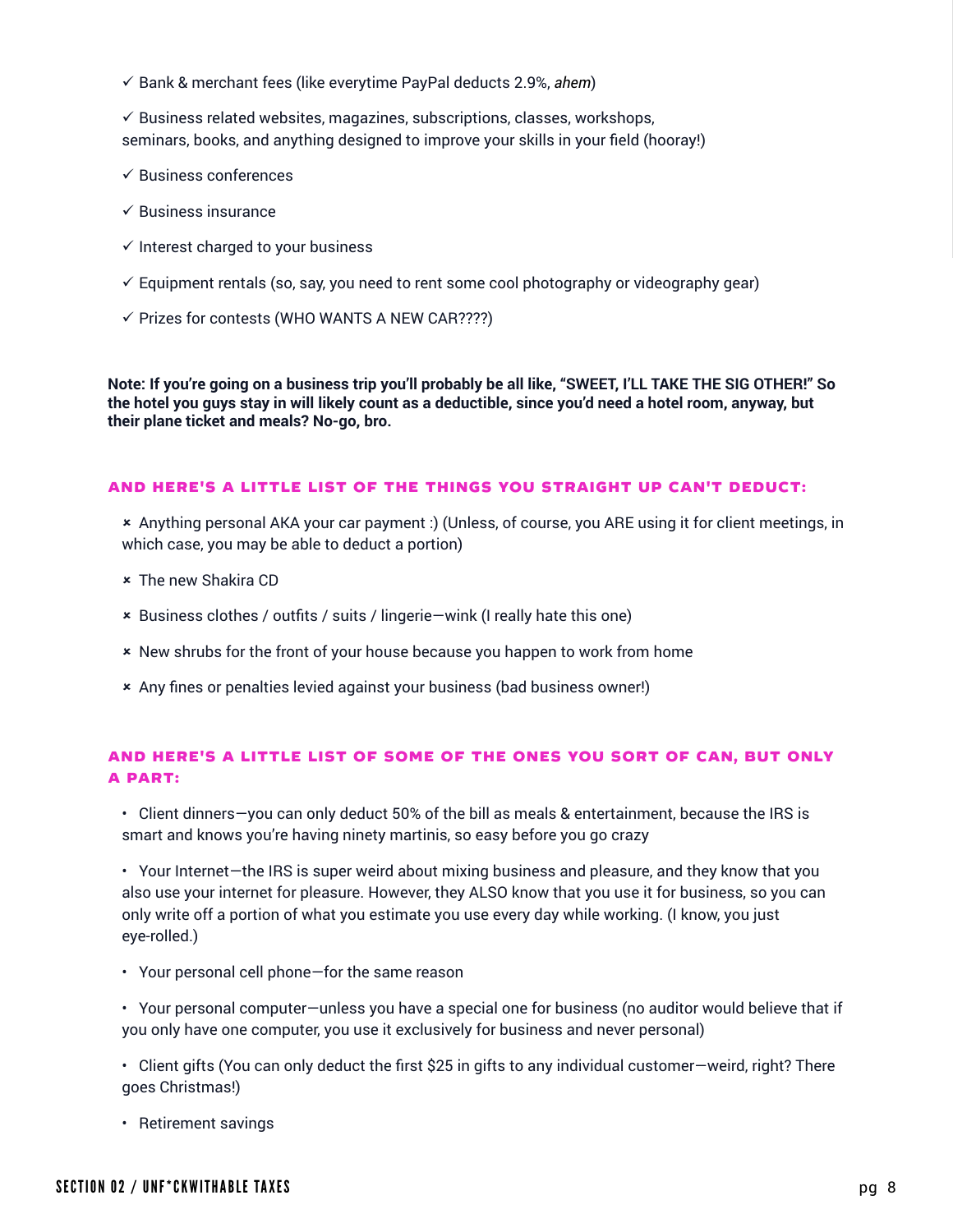- ✓ Bank & merchant fees (like everytime PayPal deducts 2.9%, *ahem*)
- ✓ Business related websites, magazines, subscriptions, classes, workshops, seminars, books, and anything designed to improve your skills in your field (hooray!)
- ✓ Business conferences
- ✓ Business insurance
- ✓ Interest charged to your business
- ✓ Equipment rentals (so, say, you need to rent some cool photography or videography gear)
- ✓ Prizes for contests (WHO WANTS A NEW CAR????)

**Note: If you're going on a business trip you'll probably be all like, "SWEET, I'LL TAKE THE SIG OTHER!" So the hotel you guys stay in will likely count as a deductible, since you'd need a hotel room, anyway, but their plane ticket and meals? No-go, bro.**

### AND HERE'S A LITTLE LIST OF THE THINGS YOU STRAIGHT UP CAN'T DEDUCT:

- × Anything personal AKA your car payment :) (Unless, of course, you ARE using it for client meetings, in which case, you may be able to deduct a portion)
- × The new Shakira CD
- × Business clothes / outfits / suits / lingerie—wink (I really hate this one)
- × New shrubs for the front of your house because you happen to work from home
- × Any fines or penalties levied against your business (bad business owner!)

### AND HERE'S A LITTLE LIST OF SOME OF THE ONES YOU SORT OF CAN, BUT ONLY A PART:

- Client dinners—you can only deduct 50% of the bill as meals & entertainment, because the IRS is smart and knows you're having ninety martinis, so easy before you go crazy
- Your Internet—the IRS is super weird about mixing business and pleasure, and they know that you also use your internet for pleasure. However, they ALSO know that you use it for business, so you can only write off a portion of what you estimate you use every day while working. (I know, you just eye-rolled.)
- Your personal cell phone—for the same reason
- Your personal computer—unless you have a special one for business (no auditor would believe that if you only have one computer, you use it exclusively for business and never personal)
- Client gifts (You can only deduct the first $25 in gifts to any individual customer—weird, right? There goes Christmas!)
- Retirement savings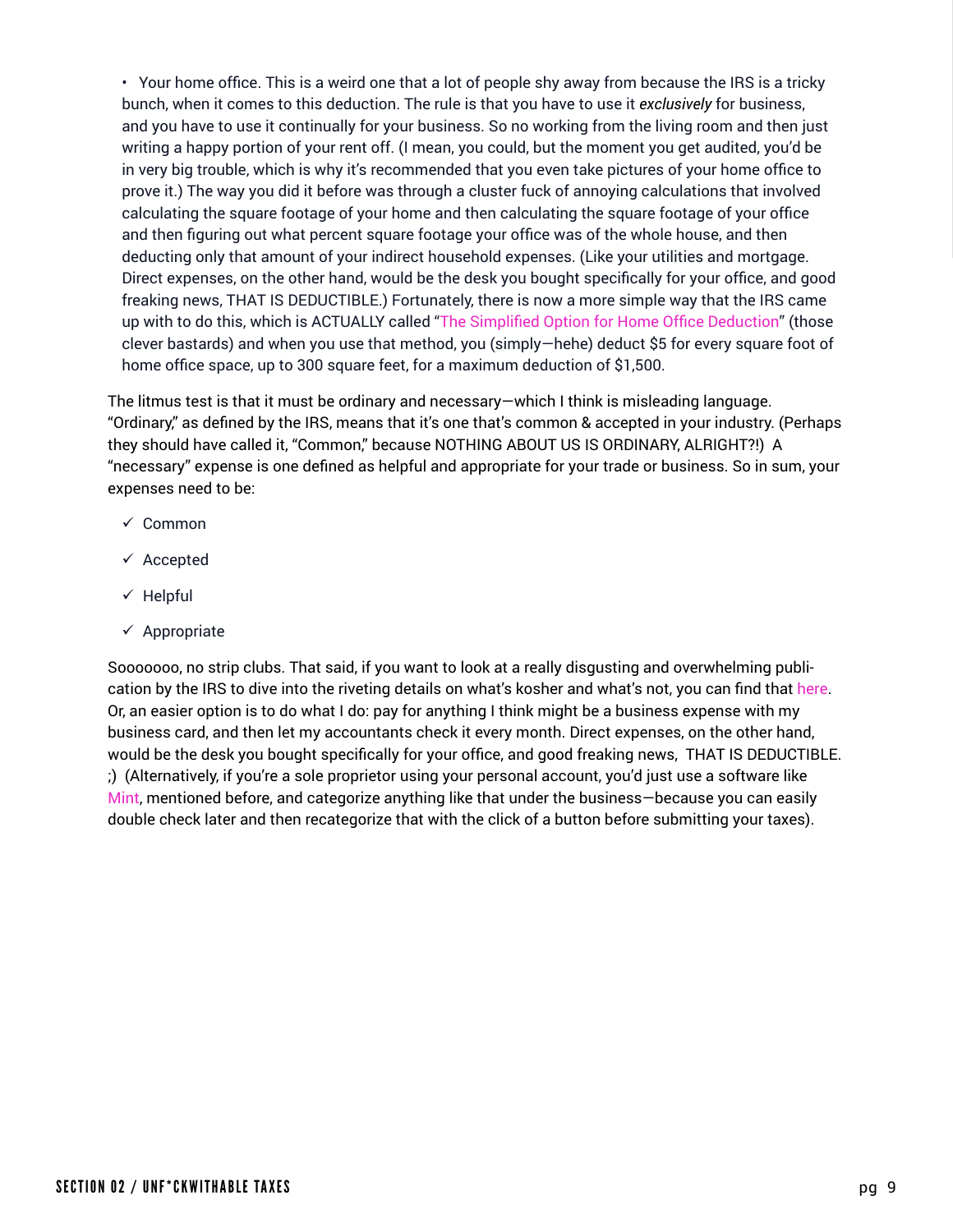- Your home office. This is a weird one that a lot of people shy away from because the IRS is a tricky bunch, when it comes to this deduction. The rule is that you have to use it *exclusively* for business, and you have to use it continually for your business. So no working from the living room and then just writing a happy portion of your rent off. (I mean, you could, but the moment you get audited, you'd be in very big trouble, which is why it's recommended that you even take pictures of your home office to prove it.) The way you did it before was through a cluster fuck of annoying calculations that involved calculating the square footage of your home and then calculating the square footage of your office and then figuring out what percent square footage your office was of the whole house, and then deducting only that amount of your indirect household expenses. (Like your utilities and mortgage. Direct expenses, on the other hand, would be the desk you bought specifically for your office, and good freaking news, THAT IS DEDUCTIBLE.) Fortunately, there is now a more simple way that the IRS came up with to do this, which is ACTUALLY called "The Simplified Option for Home Office Deduction" (those clever bastards) and when you use that method, you (simply—hehe) deduct $5 for every square foot of home office space, up to 300 square feet, for a maximum deduction of $1,500.

The litmus test is that it must be ordinary and necessary—which I think is misleading language. "Ordinary," as defined by the IRS, means that it's one that's common & accepted in your industry. (Perhaps they should have called it, "Common," because NOTHING ABOUT US IS ORDINARY, ALRIGHT?!) A "necessary" expense is one defined as helpful and appropriate for your trade or business. So in sum, your expenses need to be:

- ✓ Common
- ✓ Accepted
- ✓ Helpful
- ✓ Appropriate

Sooooooo, no strip clubs. That said, if you want to look at a really disgusting and overwhelming publication by the IRS to dive into the riveting details on what's kosher and what's not, you can find that here. Or, an easier option is to do what I do: pay for anything I think might be a business expense with my business card, and then let my accountants check it every month. Direct expenses, on the other hand, would be the desk you bought specifically for your office, and good freaking news, THAT IS DEDUCTIBLE. ;) (Alternatively, if you're a sole proprietor using your personal account, you'd just use a software like Mint, mentioned before, and categorize anything like that under the business—because you can easily double check later and then recategorize that with the click of a button before submitting your taxes).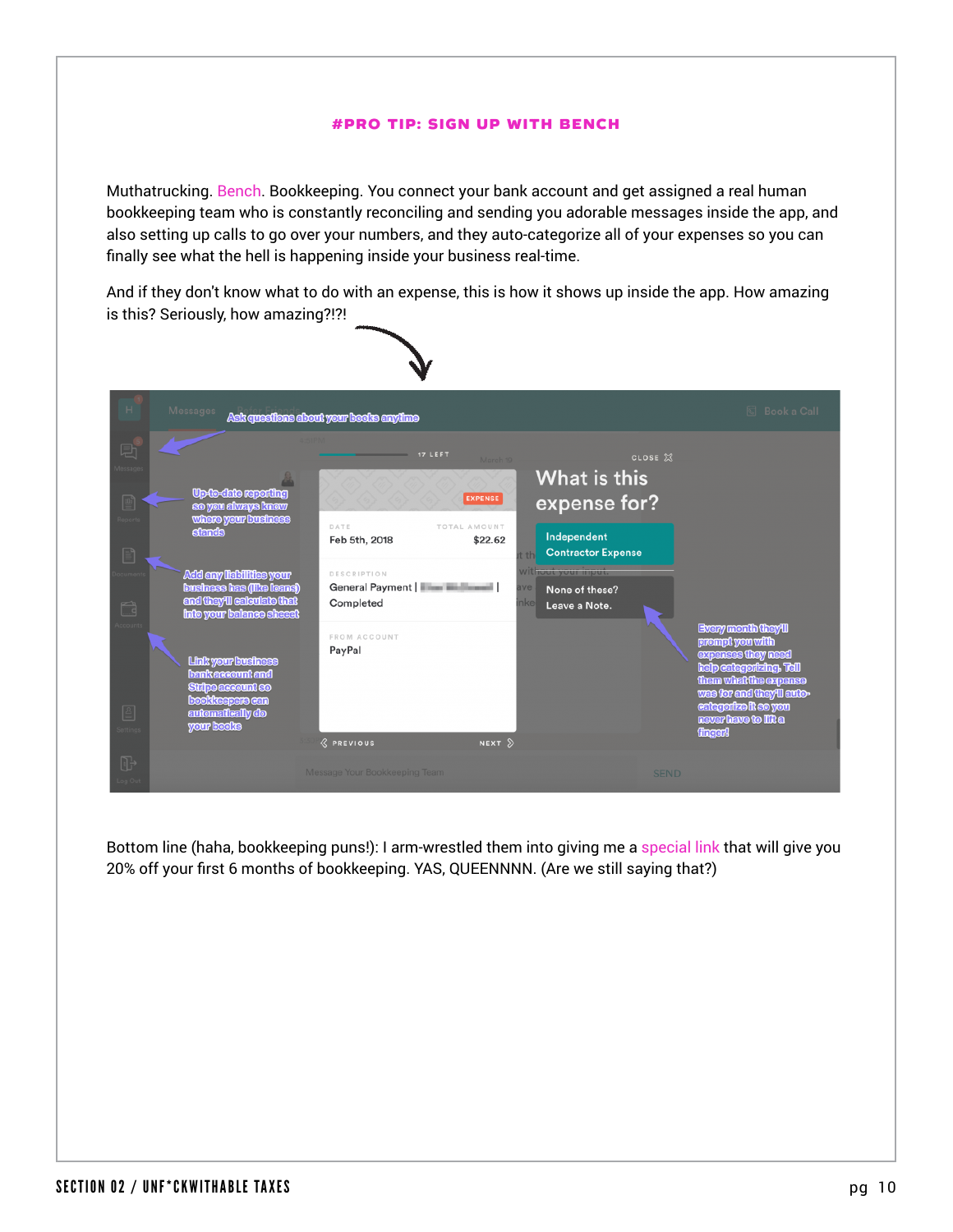### #PRO TIP: SIGN UP WITH BENCH

Muthatrucking. Bench. Bookkeeping. You connect your bank account and get assigned a real human bookkeeping team who is constantly reconciling and sending you adorable messages inside the app, and also setting up calls to go over your numbers, and they auto-categorize all of your expenses so you can finally see what the hell is happening inside your business real-time.

And if they don't know what to do with an expense, this is how it shows up inside the app. How amazing is this? Seriously, how amazing?!?!

Bottom line (haha, bookkeeping puns!): I arm-wrestled them into giving me a special link that will give you 20% off your first 6 months of bookkeeping. YAS, QUEENNNN. (Are we still saying that?)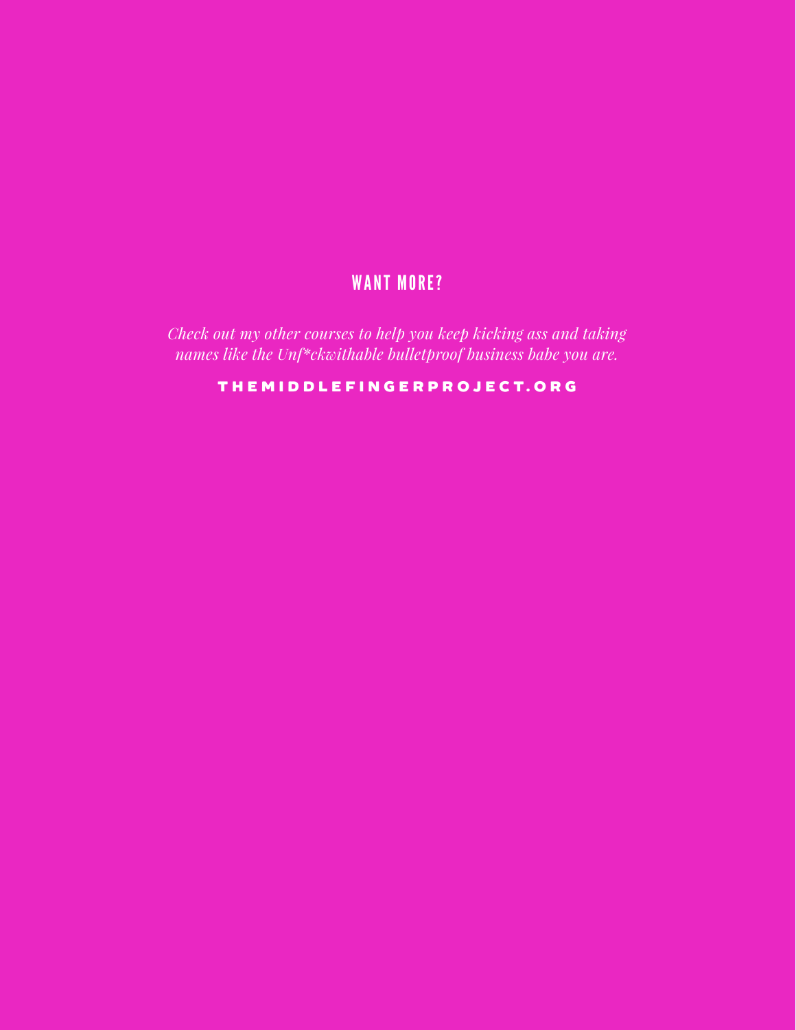## WANT MORE?

*Check out my other courses to help you keep kicking ass and taking names like the Unf*ckwithable bulletproof business babe you are.*

**THEMIDDLEFINGERPROJECT.ORG**